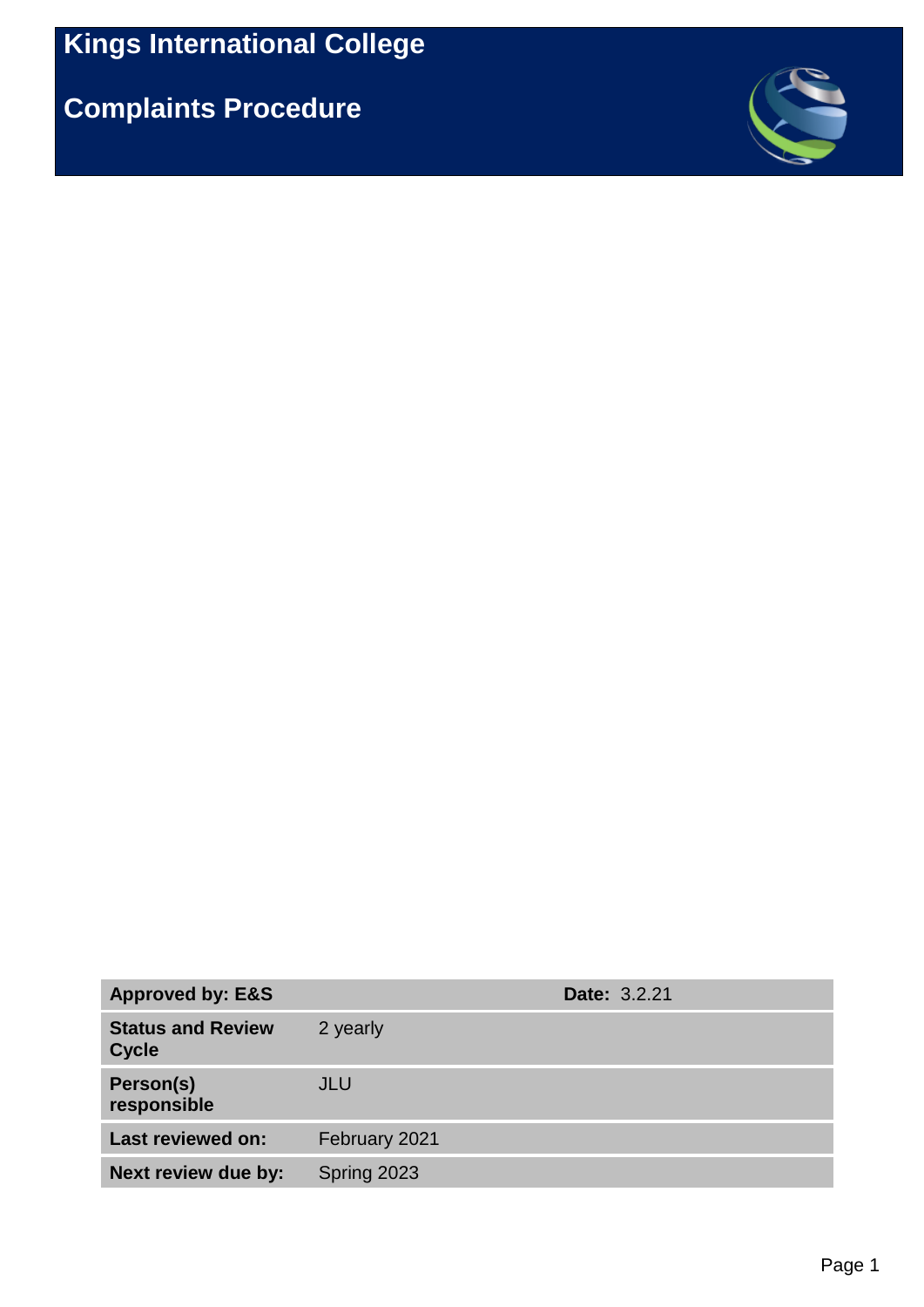# Kings International College

# Complaints Procedure

| **Approved by: E&S** | | **Date:** 3.2.21 |
|---|---|---|
| **Status and Review Cycle** | 2 yearly | |
| **Person(s) responsible** | JLU | |
| **Last reviewed on:** | February 2021 | |
| **Next review due by:** | Spring 2023 | |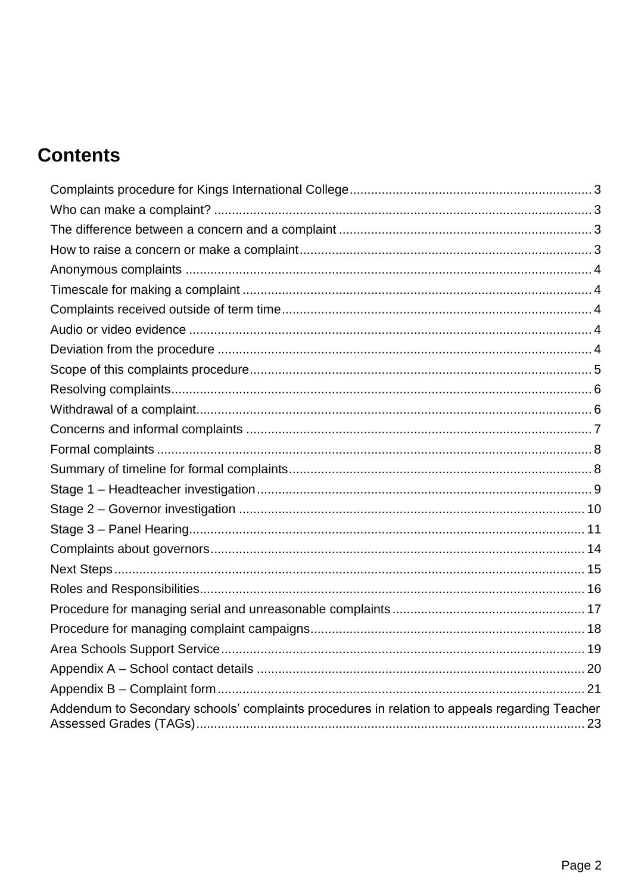# Contents

- Complaints procedure for Kings International College .......... 3
- Who can make a complaint? .......... 3
- The difference between a concern and a complaint .......... 3
- How to raise a concern or make a complaint .......... 3
- Anonymous complaints .......... 4
- Timescale for making a complaint .......... 4
- Complaints received outside of term time .......... 4
- Audio or video evidence .......... 4
- Deviation from the procedure .......... 4
- Scope of this complaints procedure .......... 5
- Resolving complaints .......... 6
- Withdrawal of a complaint .......... 6
- Concerns and informal complaints .......... 7
- Formal complaints .......... 8
- Summary of timeline for formal complaints .......... 8
- Stage 1 – Headteacher investigation .......... 9
- Stage 2 – Governor investigation .......... 10
- Stage 3 – Panel Hearing .......... 11
- Complaints about governors .......... 14
- Next Steps .......... 15
- Roles and Responsibilities .......... 16
- Procedure for managing serial and unreasonable complaints .......... 17
- Procedure for managing complaint campaigns .......... 18
- Area Schools Support Service .......... 19
- Appendix A – School contact details .......... 20
- Appendix B – Complaint form .......... 21
- Addendum to Secondary schools' complaints procedures in relation to appeals regarding Teacher Assessed Grades (TAGs) .......... 23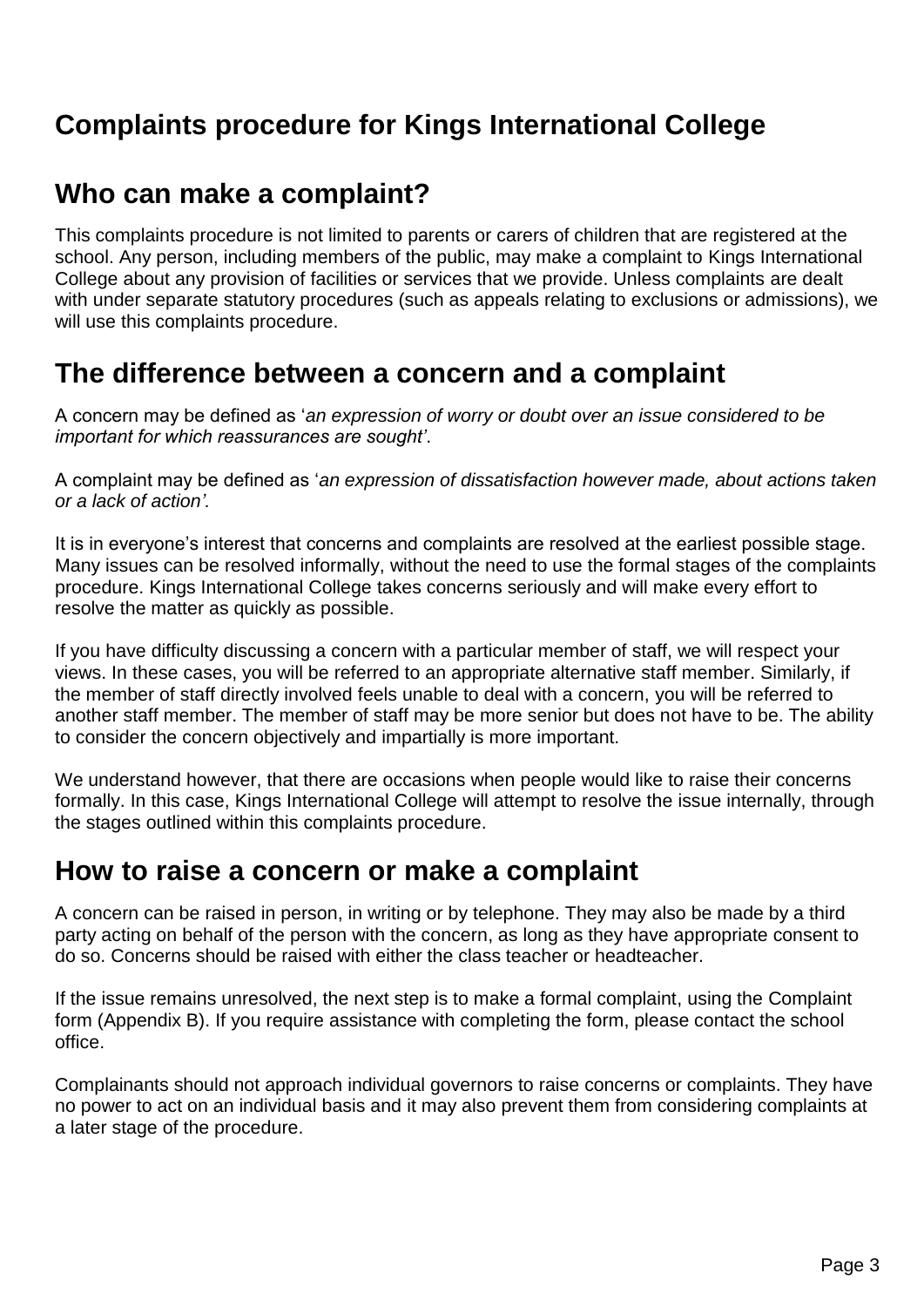# Complaints procedure for Kings International College

## Who can make a complaint?

This complaints procedure is not limited to parents or carers of children that are registered at the school. Any person, including members of the public, may make a complaint to Kings International College about any provision of facilities or services that we provide. Unless complaints are dealt with under separate statutory procedures (such as appeals relating to exclusions or admissions), we will use this complaints procedure.

## The difference between a concern and a complaint

A concern may be defined as '*an expression of worry or doubt over an issue considered to be important for which reassurances are sought*'.

A complaint may be defined as '*an expression of dissatisfaction however made, about actions taken or a lack of action'.*

It is in everyone's interest that concerns and complaints are resolved at the earliest possible stage. Many issues can be resolved informally, without the need to use the formal stages of the complaints procedure. Kings International College takes concerns seriously and will make every effort to resolve the matter as quickly as possible.

If you have difficulty discussing a concern with a particular member of staff, we will respect your views. In these cases, you will be referred to an appropriate alternative staff member. Similarly, if the member of staff directly involved feels unable to deal with a concern, you will be referred to another staff member. The member of staff may be more senior but does not have to be. The ability to consider the concern objectively and impartially is more important.

We understand however, that there are occasions when people would like to raise their concerns formally. In this case, Kings International College will attempt to resolve the issue internally, through the stages outlined within this complaints procedure.

## How to raise a concern or make a complaint

A concern can be raised in person, in writing or by telephone. They may also be made by a third party acting on behalf of the person with the concern, as long as they have appropriate consent to do so. Concerns should be raised with either the class teacher or headteacher.

If the issue remains unresolved, the next step is to make a formal complaint, using the Complaint form (Appendix B). If you require assistance with completing the form, please contact the school office.

Complainants should not approach individual governors to raise concerns or complaints. They have no power to act on an individual basis and it may also prevent them from considering complaints at a later stage of the procedure.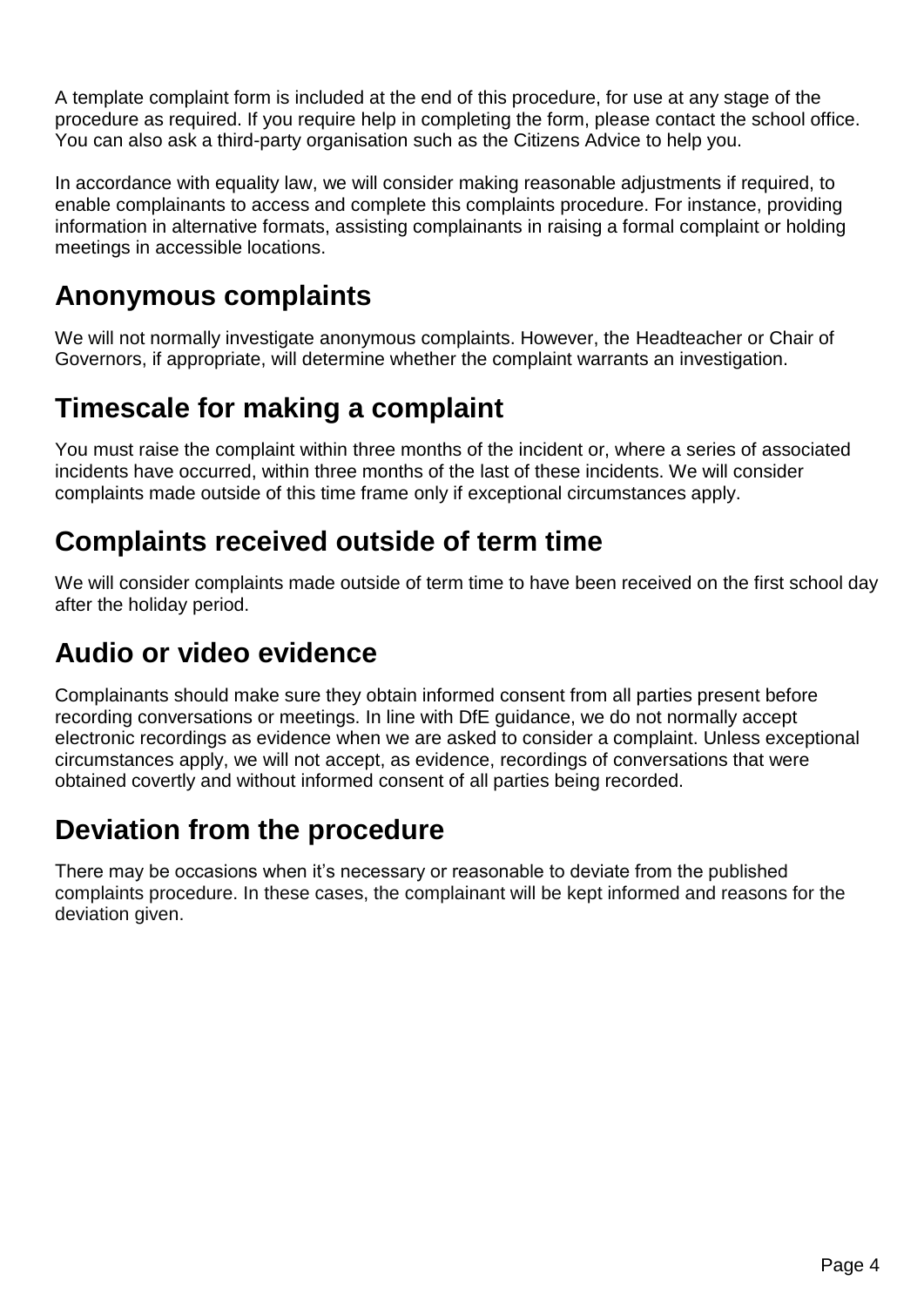A template complaint form is included at the end of this procedure, for use at any stage of the procedure as required. If you require help in completing the form, please contact the school office. You can also ask a third-party organisation such as the Citizens Advice to help you.

In accordance with equality law, we will consider making reasonable adjustments if required, to enable complainants to access and complete this complaints procedure. For instance, providing information in alternative formats, assisting complainants in raising a formal complaint or holding meetings in accessible locations.

## Anonymous complaints

We will not normally investigate anonymous complaints. However, the Headteacher or Chair of Governors, if appropriate, will determine whether the complaint warrants an investigation.

## Timescale for making a complaint

You must raise the complaint within three months of the incident or, where a series of associated incidents have occurred, within three months of the last of these incidents. We will consider complaints made outside of this time frame only if exceptional circumstances apply.

## Complaints received outside of term time

We will consider complaints made outside of term time to have been received on the first school day after the holiday period.

## Audio or video evidence

Complainants should make sure they obtain informed consent from all parties present before recording conversations or meetings. In line with DfE guidance, we do not normally accept electronic recordings as evidence when we are asked to consider a complaint. Unless exceptional circumstances apply, we will not accept, as evidence, recordings of conversations that were obtained covertly and without informed consent of all parties being recorded.

## Deviation from the procedure

There may be occasions when it's necessary or reasonable to deviate from the published complaints procedure. In these cases, the complainant will be kept informed and reasons for the deviation given.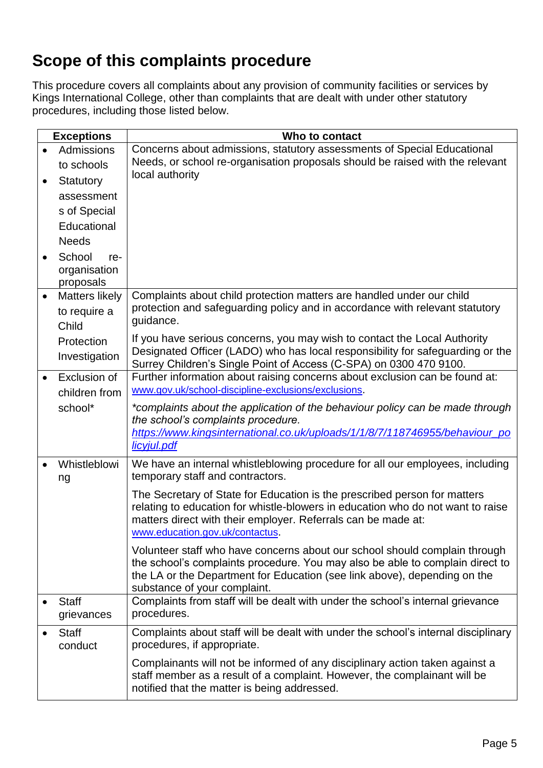## Scope of this complaints procedure

This procedure covers all complaints about any provision of community facilities or services by Kings International College, other than complaints that are dealt with under other statutory procedures, including those listed below.

| Exceptions | Who to contact |
|---|---|
| • Admissions to schools<br>• Statutory assessments of Special Educational Needs<br>• School re-organisation proposals | Concerns about admissions, statutory assessments of Special Educational Needs, or school re-organisation proposals should be raised with the relevant local authority |
| • Matters likely to require a Child Protection Investigation | Complaints about child protection matters are handled under our child protection and safeguarding policy and in accordance with relevant statutory guidance.<br><br>If you have serious concerns, you may wish to contact the Local Authority Designated Officer (LADO) who has local responsibility for safeguarding or the Surrey Children's Single Point of Access (C-SPA) on 0300 470 9100. |
| • Exclusion of children from school* | Further information about raising concerns about exclusion can be found at: www.gov.uk/school-discipline-exclusions/exclusions.<br><br>*\*complaints about the application of the behaviour policy can be made through the school's complaints procedure. https://www.kingsinternational.co.uk/uploads/1/1/8/7/118746955/behaviour_policyjul.pdf* |
| • Whistleblowing | We have an internal whistleblowing procedure for all our employees, including temporary staff and contractors.<br><br>The Secretary of State for Education is the prescribed person for matters relating to education for whistle-blowers in education who do not want to raise matters direct with their employer. Referrals can be made at: www.education.gov.uk/contactus.<br><br>Volunteer staff who have concerns about our school should complain through the school's complaints procedure. You may also be able to complain direct to the LA or the Department for Education (see link above), depending on the substance of your complaint. |
| • Staff grievances | Complaints from staff will be dealt with under the school's internal grievance procedures. |
| • Staff conduct | Complaints about staff will be dealt with under the school's internal disciplinary procedures, if appropriate.<br><br>Complainants will not be informed of any disciplinary action taken against a staff member as a result of a complaint. However, the complainant will be notified that the matter is being addressed. |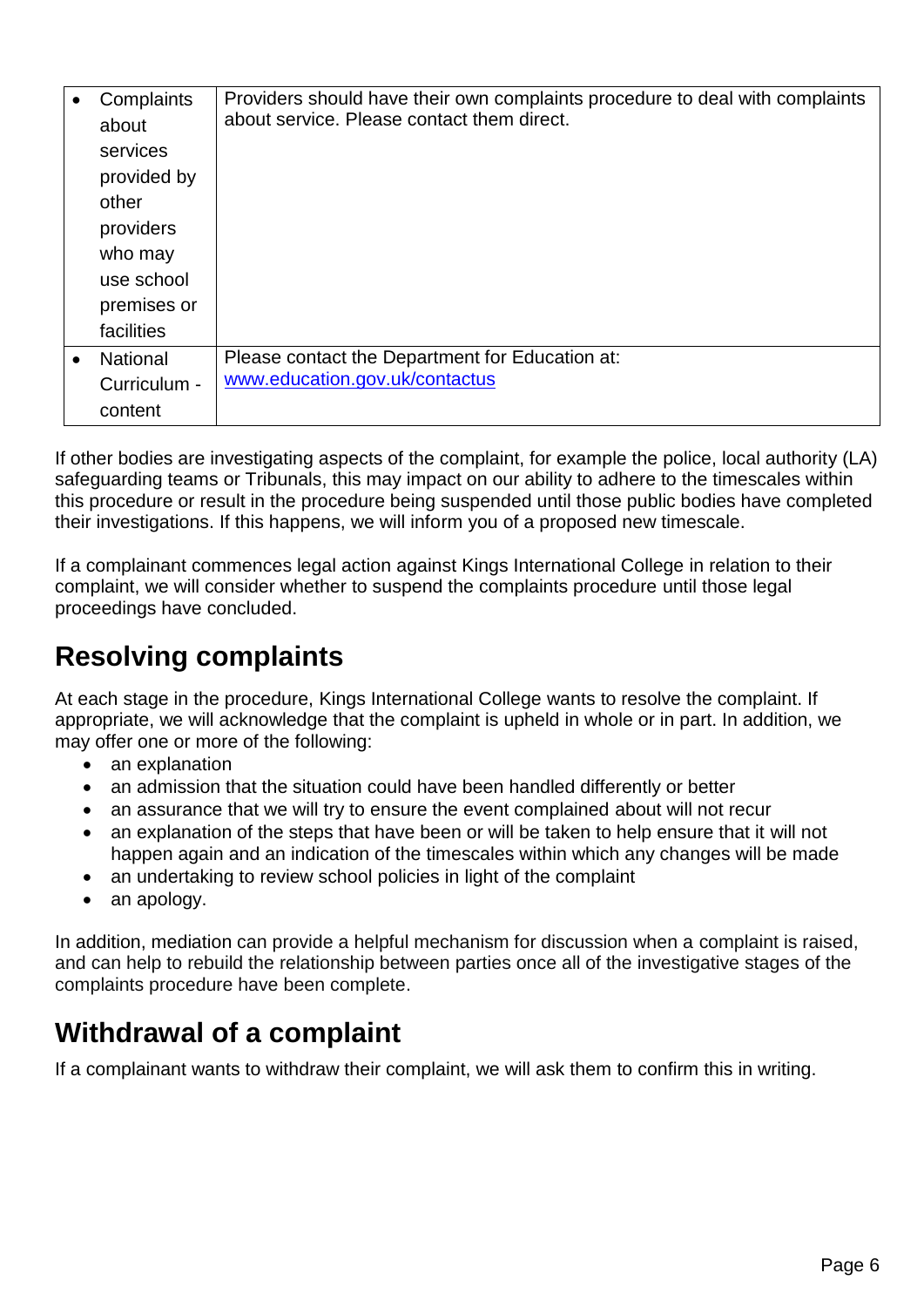|  |  |
| --- | --- |
| • Complaints about services provided by other providers who may use school premises or facilities | Providers should have their own complaints procedure to deal with complaints about service. Please contact them direct. |
| • National Curriculum - content | Please contact the Department for Education at: [www.education.gov.uk/contactus](http://www.education.gov.uk/contactus) |

If other bodies are investigating aspects of the complaint, for example the police, local authority (LA) safeguarding teams or Tribunals, this may impact on our ability to adhere to the timescales within this procedure or result in the procedure being suspended until those public bodies have completed their investigations. If this happens, we will inform you of a proposed new timescale.

If a complainant commences legal action against Kings International College in relation to their complaint, we will consider whether to suspend the complaints procedure until those legal proceedings have concluded.

## Resolving complaints

At each stage in the procedure, Kings International College wants to resolve the complaint. If appropriate, we will acknowledge that the complaint is upheld in whole or in part. In addition, we may offer one or more of the following:

- an explanation
- an admission that the situation could have been handled differently or better
- an assurance that we will try to ensure the event complained about will not recur
- an explanation of the steps that have been or will be taken to help ensure that it will not happen again and an indication of the timescales within which any changes will be made
- an undertaking to review school policies in light of the complaint
- an apology.

In addition, mediation can provide a helpful mechanism for discussion when a complaint is raised, and can help to rebuild the relationship between parties once all of the investigative stages of the complaints procedure have been complete.

## Withdrawal of a complaint

If a complainant wants to withdraw their complaint, we will ask them to confirm this in writing.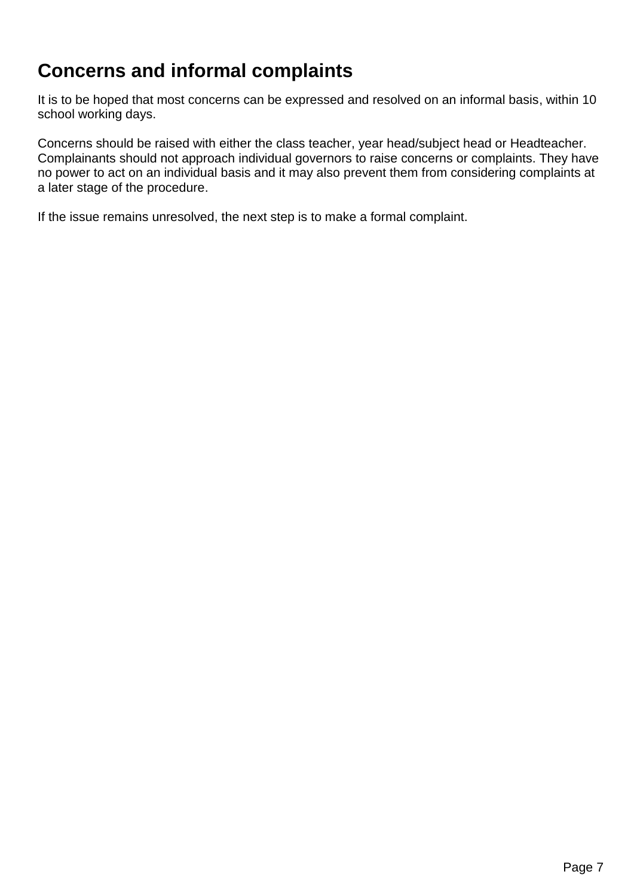## Concerns and informal complaints

It is to be hoped that most concerns can be expressed and resolved on an informal basis, within 10 school working days.

Concerns should be raised with either the class teacher, year head/subject head or Headteacher. Complainants should not approach individual governors to raise concerns or complaints. They have no power to act on an individual basis and it may also prevent them from considering complaints at a later stage of the procedure.

If the issue remains unresolved, the next step is to make a formal complaint.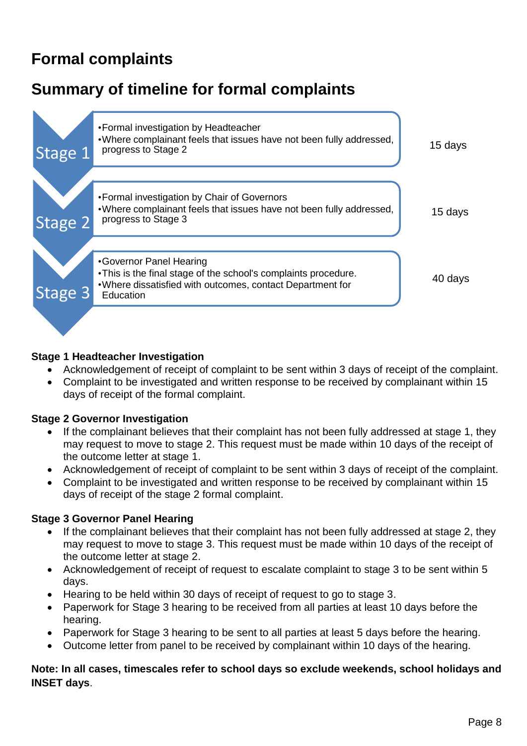# Formal complaints

## Summary of timeline for formal complaints

| Stage | Description | Timeline |
| --- | --- | --- |
| Stage 1 | •Formal investigation by Headteacher<br>•Where complainant feels that issues have not been fully addressed, progress to Stage 2 | 15 days |
| Stage 2 | •Formal investigation by Chair of Governors<br>•Where complainant feels that issues have not been fully addressed, progress to Stage 3 | 15 days |
| Stage 3 | •Governor Panel Hearing<br>•This is the final stage of the school's complaints procedure.<br>•Where dissatisfied with outcomes, contact Department for Education | 40 days |

**Stage 1 Headteacher Investigation**

- Acknowledgement of receipt of complaint to be sent within 3 days of receipt of the complaint.
- Complaint to be investigated and written response to be received by complainant within 15 days of receipt of the formal complaint.

**Stage 2 Governor Investigation**

- If the complainant believes that their complaint has not been fully addressed at stage 1, they may request to move to stage 2. This request must be made within 10 days of the receipt of the outcome letter at stage 1.
- Acknowledgement of receipt of complaint to be sent within 3 days of receipt of the complaint.
- Complaint to be investigated and written response to be received by complainant within 15 days of receipt of the stage 2 formal complaint.

**Stage 3 Governor Panel Hearing**

- If the complainant believes that their complaint has not been fully addressed at stage 2, they may request to move to stage 3. This request must be made within 10 days of the receipt of the outcome letter at stage 2.
- Acknowledgement of receipt of request to escalate complaint to stage 3 to be sent within 5 days.
- Hearing to be held within 30 days of receipt of request to go to stage 3.
- Paperwork for Stage 3 hearing to be received from all parties at least 10 days before the hearing.
- Paperwork for Stage 3 hearing to be sent to all parties at least 5 days before the hearing.
- Outcome letter from panel to be received by complainant within 10 days of the hearing.

**Note: In all cases, timescales refer to school days so exclude weekends, school holidays and INSET days**.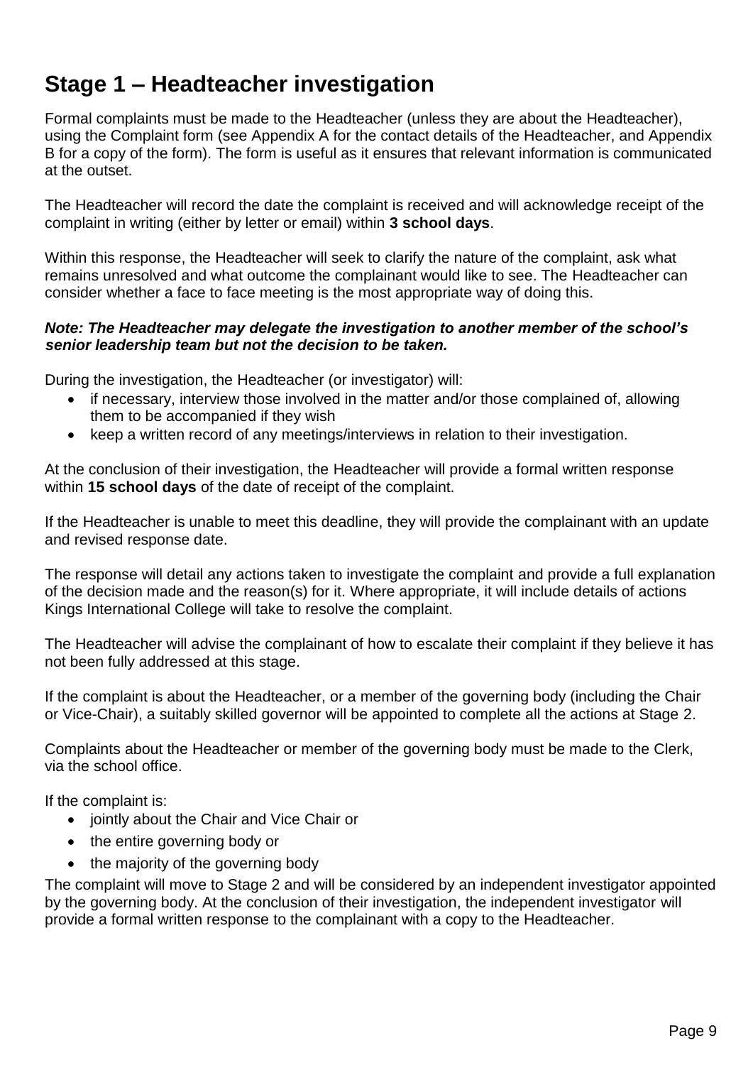## Stage 1 – Headteacher investigation

Formal complaints must be made to the Headteacher (unless they are about the Headteacher), using the Complaint form (see Appendix A for the contact details of the Headteacher, and Appendix B for a copy of the form). The form is useful as it ensures that relevant information is communicated at the outset.

The Headteacher will record the date the complaint is received and will acknowledge receipt of the complaint in writing (either by letter or email) within **3 school days**.

Within this response, the Headteacher will seek to clarify the nature of the complaint, ask what remains unresolved and what outcome the complainant would like to see. The Headteacher can consider whether a face to face meeting is the most appropriate way of doing this.

***Note: The Headteacher may delegate the investigation to another member of the school's senior leadership team but not the decision to be taken.***

During the investigation, the Headteacher (or investigator) will:

- if necessary, interview those involved in the matter and/or those complained of, allowing them to be accompanied if they wish
- keep a written record of any meetings/interviews in relation to their investigation.

At the conclusion of their investigation, the Headteacher will provide a formal written response within **15 school days** of the date of receipt of the complaint.

If the Headteacher is unable to meet this deadline, they will provide the complainant with an update and revised response date.

The response will detail any actions taken to investigate the complaint and provide a full explanation of the decision made and the reason(s) for it. Where appropriate, it will include details of actions Kings International College will take to resolve the complaint.

The Headteacher will advise the complainant of how to escalate their complaint if they believe it has not been fully addressed at this stage.

If the complaint is about the Headteacher, or a member of the governing body (including the Chair or Vice-Chair), a suitably skilled governor will be appointed to complete all the actions at Stage 2.

Complaints about the Headteacher or member of the governing body must be made to the Clerk, via the school office.

If the complaint is:

- jointly about the Chair and Vice Chair or
- the entire governing body or
- the majority of the governing body

The complaint will move to Stage 2 and will be considered by an independent investigator appointed by the governing body. At the conclusion of their investigation, the independent investigator will provide a formal written response to the complainant with a copy to the Headteacher.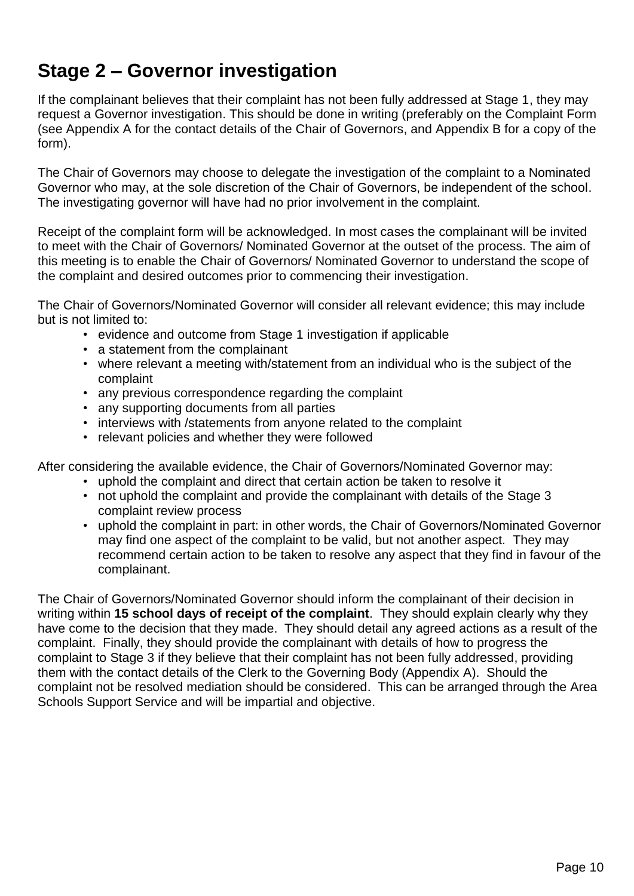## Stage 2 – Governor investigation

If the complainant believes that their complaint has not been fully addressed at Stage 1, they may request a Governor investigation. This should be done in writing (preferably on the Complaint Form (see Appendix A for the contact details of the Chair of Governors, and Appendix B for a copy of the form).

The Chair of Governors may choose to delegate the investigation of the complaint to a Nominated Governor who may, at the sole discretion of the Chair of Governors, be independent of the school. The investigating governor will have had no prior involvement in the complaint.

Receipt of the complaint form will be acknowledged. In most cases the complainant will be invited to meet with the Chair of Governors/ Nominated Governor at the outset of the process. The aim of this meeting is to enable the Chair of Governors/ Nominated Governor to understand the scope of the complaint and desired outcomes prior to commencing their investigation.

The Chair of Governors/Nominated Governor will consider all relevant evidence; this may include but is not limited to:

- evidence and outcome from Stage 1 investigation if applicable
- a statement from the complainant
- where relevant a meeting with/statement from an individual who is the subject of the complaint
- any previous correspondence regarding the complaint
- any supporting documents from all parties
- interviews with /statements from anyone related to the complaint
- relevant policies and whether they were followed

After considering the available evidence, the Chair of Governors/Nominated Governor may:

- uphold the complaint and direct that certain action be taken to resolve it
- not uphold the complaint and provide the complainant with details of the Stage 3 complaint review process
- uphold the complaint in part: in other words, the Chair of Governors/Nominated Governor may find one aspect of the complaint to be valid, but not another aspect. They may recommend certain action to be taken to resolve any aspect that they find in favour of the complainant.

The Chair of Governors/Nominated Governor should inform the complainant of their decision in writing within **15 school days of receipt of the complaint**. They should explain clearly why they have come to the decision that they made. They should detail any agreed actions as a result of the complaint. Finally, they should provide the complainant with details of how to progress the complaint to Stage 3 if they believe that their complaint has not been fully addressed, providing them with the contact details of the Clerk to the Governing Body (Appendix A). Should the complaint not be resolved mediation should be considered. This can be arranged through the Area Schools Support Service and will be impartial and objective.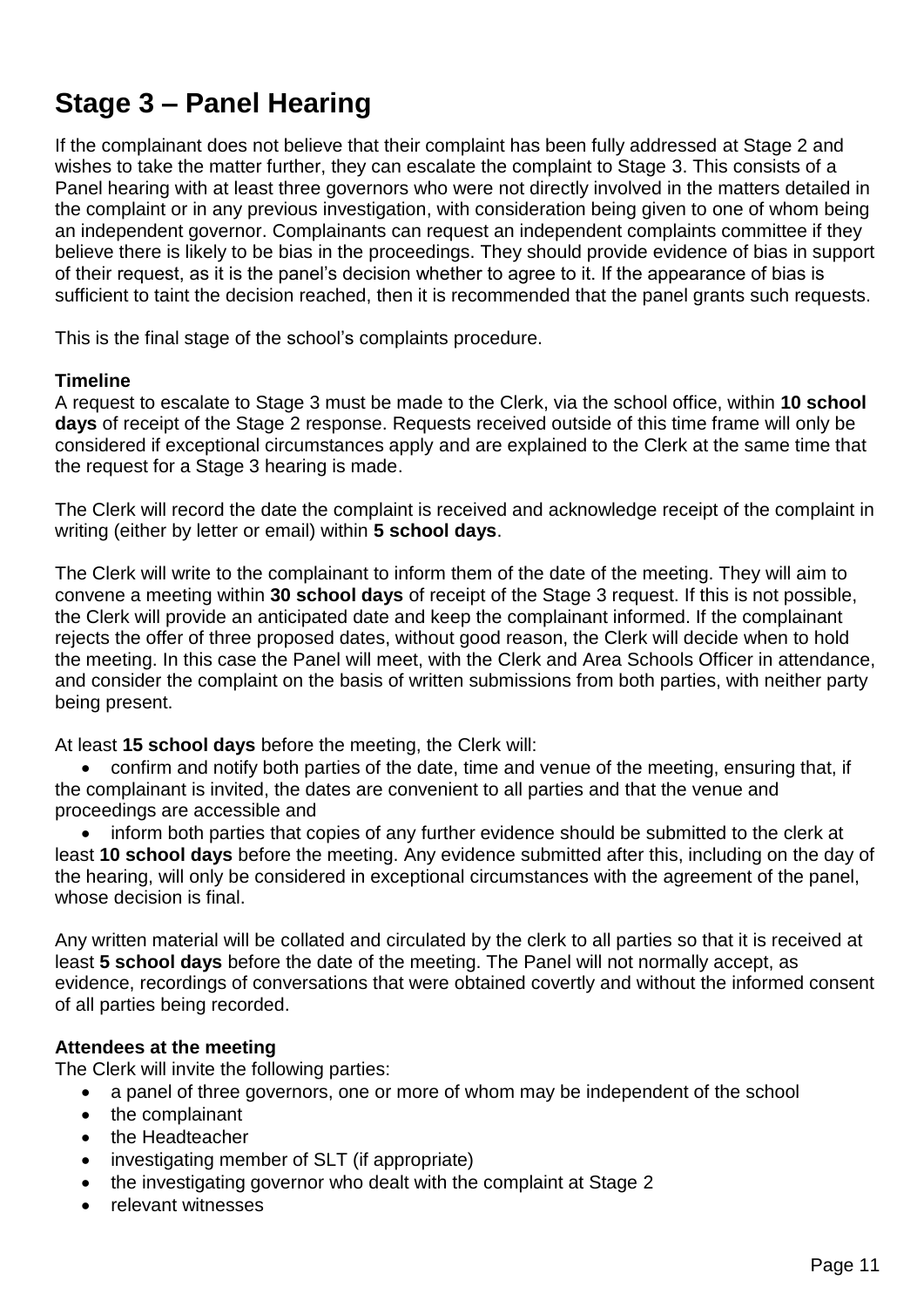## Stage 3 – Panel Hearing

If the complainant does not believe that their complaint has been fully addressed at Stage 2 and wishes to take the matter further, they can escalate the complaint to Stage 3. This consists of a Panel hearing with at least three governors who were not directly involved in the matters detailed in the complaint or in any previous investigation, with consideration being given to one of whom being an independent governor. Complainants can request an independent complaints committee if they believe there is likely to be bias in the proceedings. They should provide evidence of bias in support of their request, as it is the panel's decision whether to agree to it. If the appearance of bias is sufficient to taint the decision reached, then it is recommended that the panel grants such requests.

This is the final stage of the school's complaints procedure.

**Timeline**
A request to escalate to Stage 3 must be made to the Clerk, via the school office, within **10 school days** of receipt of the Stage 2 response. Requests received outside of this time frame will only be considered if exceptional circumstances apply and are explained to the Clerk at the same time that the request for a Stage 3 hearing is made.

The Clerk will record the date the complaint is received and acknowledge receipt of the complaint in writing (either by letter or email) within **5 school days**.

The Clerk will write to the complainant to inform them of the date of the meeting. They will aim to convene a meeting within **30 school days** of receipt of the Stage 3 request. If this is not possible, the Clerk will provide an anticipated date and keep the complainant informed. If the complainant rejects the offer of three proposed dates, without good reason, the Clerk will decide when to hold the meeting. In this case the Panel will meet, with the Clerk and Area Schools Officer in attendance, and consider the complaint on the basis of written submissions from both parties, with neither party being present.

At least **15 school days** before the meeting, the Clerk will:

- confirm and notify both parties of the date, time and venue of the meeting, ensuring that, if the complainant is invited, the dates are convenient to all parties and that the venue and proceedings are accessible and
- inform both parties that copies of any further evidence should be submitted to the clerk at least **10 school days** before the meeting. Any evidence submitted after this, including on the day of the hearing, will only be considered in exceptional circumstances with the agreement of the panel, whose decision is final.

Any written material will be collated and circulated by the clerk to all parties so that it is received at least **5 school days** before the date of the meeting. The Panel will not normally accept, as evidence, recordings of conversations that were obtained covertly and without the informed consent of all parties being recorded.

**Attendees at the meeting**
The Clerk will invite the following parties:

- a panel of three governors, one or more of whom may be independent of the school
- the complainant
- the Headteacher
- investigating member of SLT (if appropriate)
- the investigating governor who dealt with the complaint at Stage 2
- relevant witnesses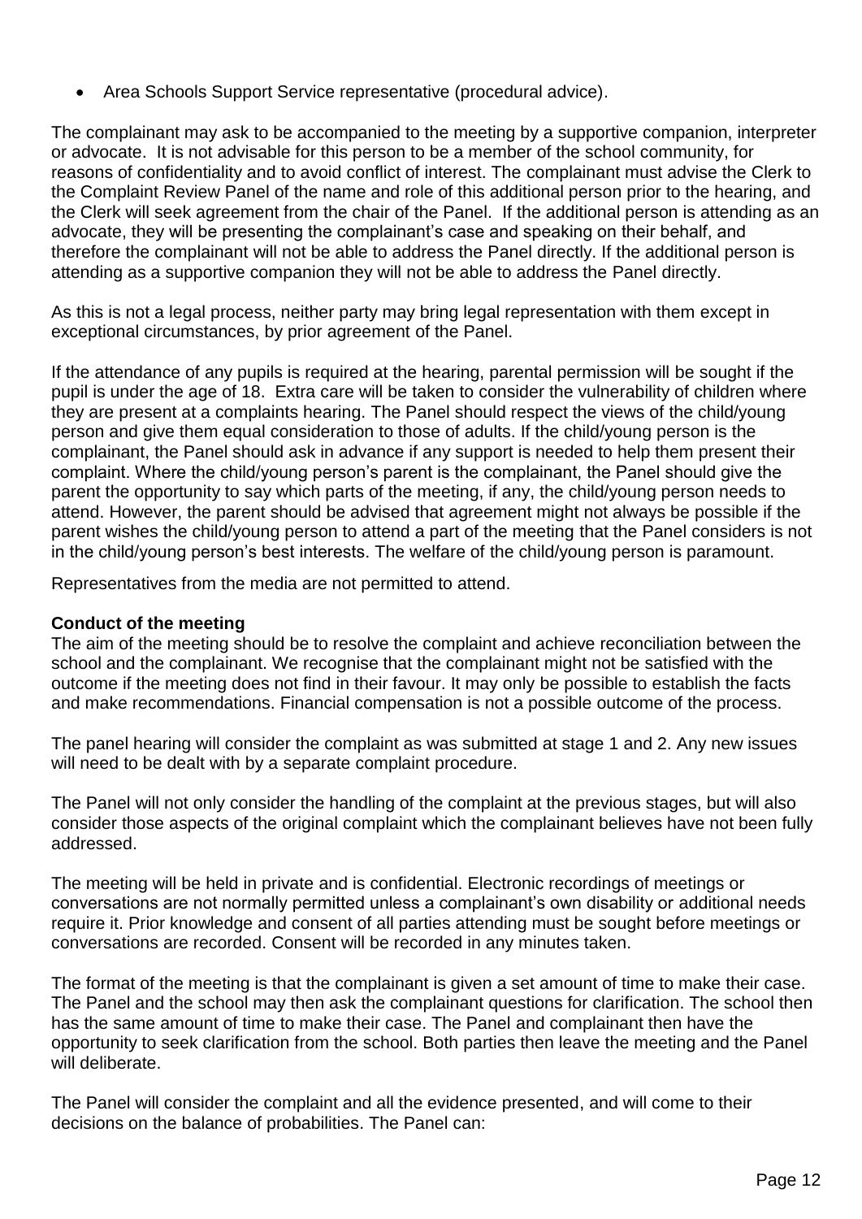- Area Schools Support Service representative (procedural advice).

The complainant may ask to be accompanied to the meeting by a supportive companion, interpreter or advocate. It is not advisable for this person to be a member of the school community, for reasons of confidentiality and to avoid conflict of interest. The complainant must advise the Clerk to the Complaint Review Panel of the name and role of this additional person prior to the hearing, and the Clerk will seek agreement from the chair of the Panel. If the additional person is attending as an advocate, they will be presenting the complainant's case and speaking on their behalf, and therefore the complainant will not be able to address the Panel directly. If the additional person is attending as a supportive companion they will not be able to address the Panel directly.

As this is not a legal process, neither party may bring legal representation with them except in exceptional circumstances, by prior agreement of the Panel.

If the attendance of any pupils is required at the hearing, parental permission will be sought if the pupil is under the age of 18. Extra care will be taken to consider the vulnerability of children where they are present at a complaints hearing. The Panel should respect the views of the child/young person and give them equal consideration to those of adults. If the child/young person is the complainant, the Panel should ask in advance if any support is needed to help them present their complaint. Where the child/young person's parent is the complainant, the Panel should give the parent the opportunity to say which parts of the meeting, if any, the child/young person needs to attend. However, the parent should be advised that agreement might not always be possible if the parent wishes the child/young person to attend a part of the meeting that the Panel considers is not in the child/young person's best interests. The welfare of the child/young person is paramount.

Representatives from the media are not permitted to attend.

**Conduct of the meeting**

The aim of the meeting should be to resolve the complaint and achieve reconciliation between the school and the complainant. We recognise that the complainant might not be satisfied with the outcome if the meeting does not find in their favour. It may only be possible to establish the facts and make recommendations. Financial compensation is not a possible outcome of the process.

The panel hearing will consider the complaint as was submitted at stage 1 and 2. Any new issues will need to be dealt with by a separate complaint procedure.

The Panel will not only consider the handling of the complaint at the previous stages, but will also consider those aspects of the original complaint which the complainant believes have not been fully addressed.

The meeting will be held in private and is confidential. Electronic recordings of meetings or conversations are not normally permitted unless a complainant's own disability or additional needs require it. Prior knowledge and consent of all parties attending must be sought before meetings or conversations are recorded. Consent will be recorded in any minutes taken.

The format of the meeting is that the complainant is given a set amount of time to make their case. The Panel and the school may then ask the complainant questions for clarification. The school then has the same amount of time to make their case. The Panel and complainant then have the opportunity to seek clarification from the school. Both parties then leave the meeting and the Panel will deliberate.

The Panel will consider the complaint and all the evidence presented, and will come to their decisions on the balance of probabilities. The Panel can: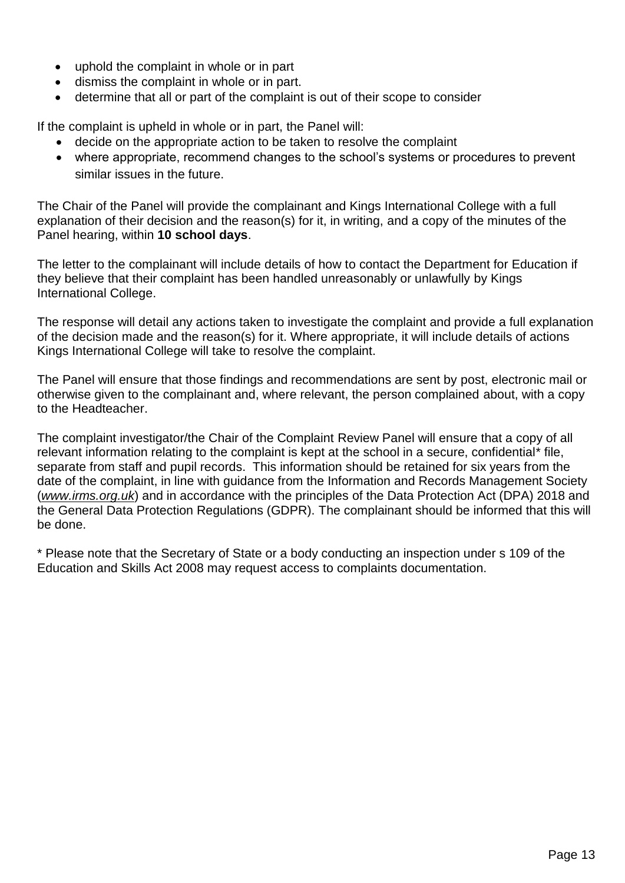- uphold the complaint in whole or in part
- dismiss the complaint in whole or in part.
- determine that all or part of the complaint is out of their scope to consider

If the complaint is upheld in whole or in part, the Panel will:

- decide on the appropriate action to be taken to resolve the complaint
- where appropriate, recommend changes to the school's systems or procedures to prevent similar issues in the future.

The Chair of the Panel will provide the complainant and Kings International College with a full explanation of their decision and the reason(s) for it, in writing, and a copy of the minutes of the Panel hearing, within **10 school days**.

The letter to the complainant will include details of how to contact the Department for Education if they believe that their complaint has been handled unreasonably or unlawfully by Kings International College.

The response will detail any actions taken to investigate the complaint and provide a full explanation of the decision made and the reason(s) for it. Where appropriate, it will include details of actions Kings International College will take to resolve the complaint.

The Panel will ensure that those findings and recommendations are sent by post, electronic mail or otherwise given to the complainant and, where relevant, the person complained about, with a copy to the Headteacher.

The complaint investigator/the Chair of the Complaint Review Panel will ensure that a copy of all relevant information relating to the complaint is kept at the school in a secure, confidential* file, separate from staff and pupil records. This information should be retained for six years from the date of the complaint, in line with guidance from the Information and Records Management Society (*www.irms.org.uk*) and in accordance with the principles of the Data Protection Act (DPA) 2018 and the General Data Protection Regulations (GDPR). The complainant should be informed that this will be done.

* Please note that the Secretary of State or a body conducting an inspection under s 109 of the Education and Skills Act 2008 may request access to complaints documentation.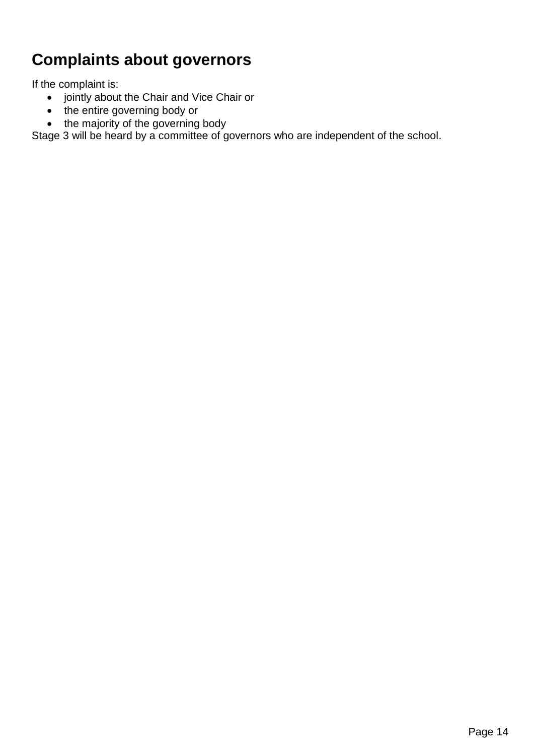## Complaints about governors

If the complaint is:

- jointly about the Chair and Vice Chair or
- the entire governing body or
- the majority of the governing body

Stage 3 will be heard by a committee of governors who are independent of the school.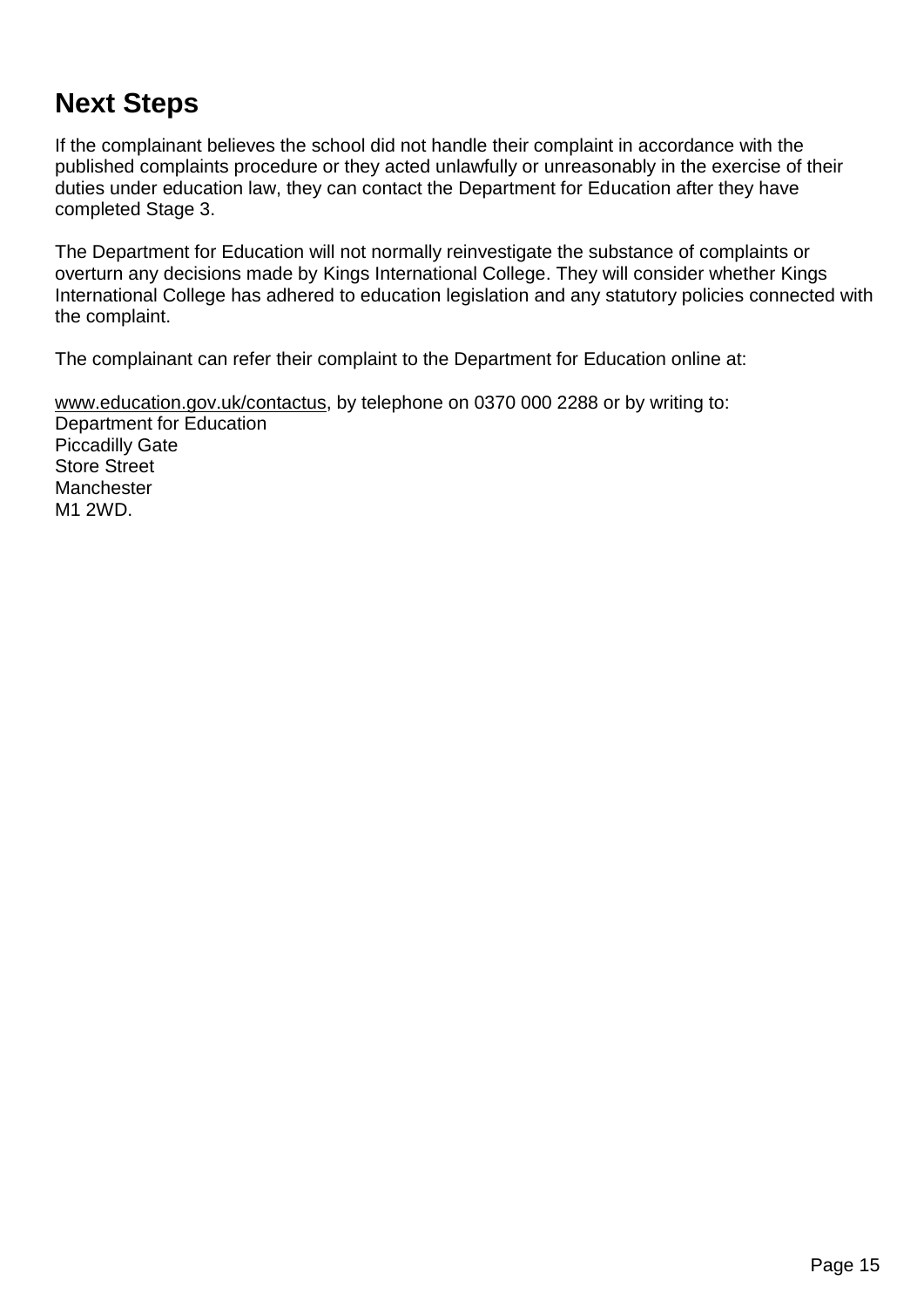## Next Steps

If the complainant believes the school did not handle their complaint in accordance with the published complaints procedure or they acted unlawfully or unreasonably in the exercise of their duties under education law, they can contact the Department for Education after they have completed Stage 3.

The Department for Education will not normally reinvestigate the substance of complaints or overturn any decisions made by Kings International College. They will consider whether Kings International College has adhered to education legislation and any statutory policies connected with the complaint.

The complainant can refer their complaint to the Department for Education online at:

www.education.gov.uk/contactus, by telephone on 0370 000 2288 or by writing to:
Department for Education
Piccadilly Gate
Store Street
Manchester
M1 2WD.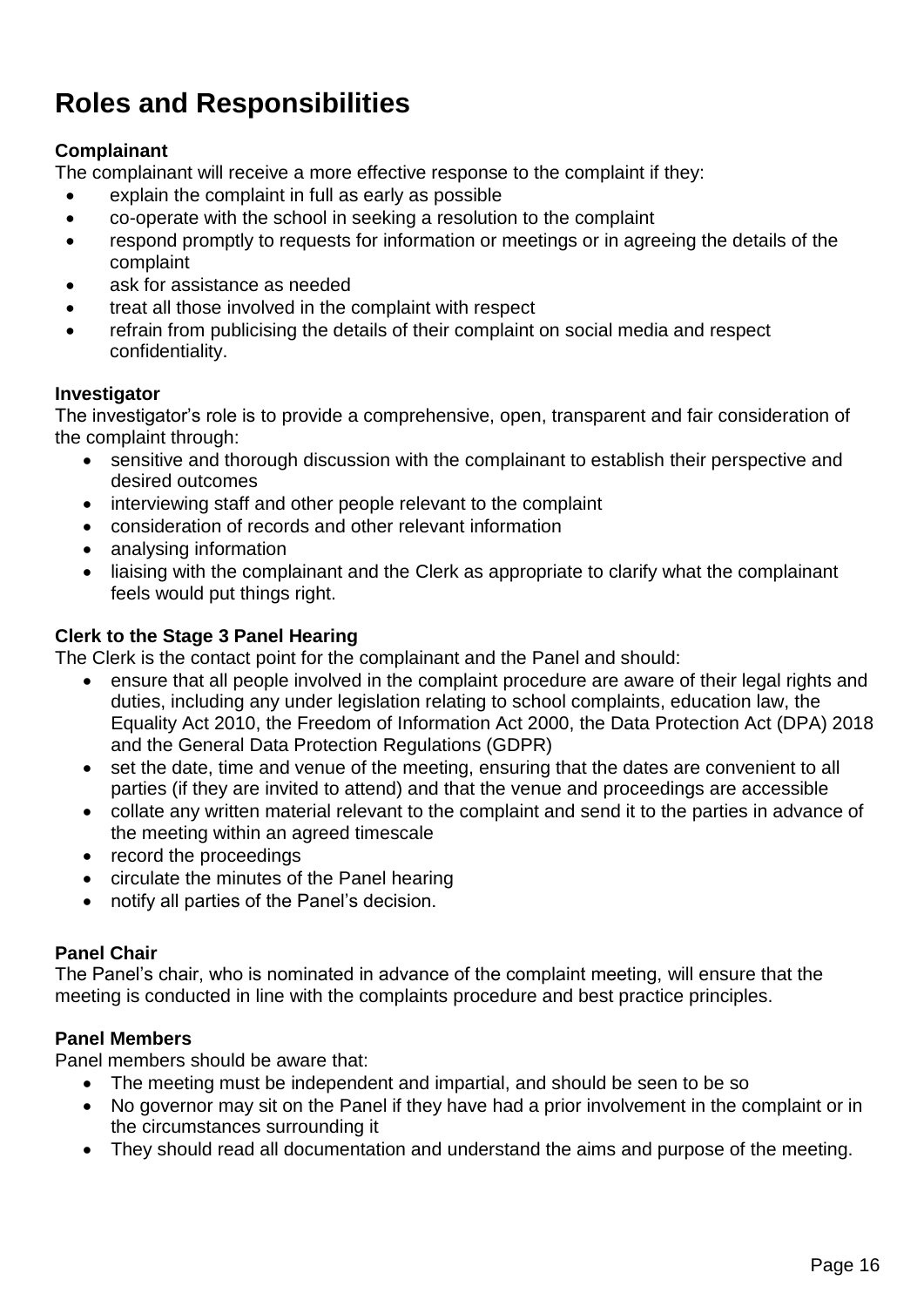# Roles and Responsibilities

**Complainant**

The complainant will receive a more effective response to the complaint if they:

- explain the complaint in full as early as possible
- co-operate with the school in seeking a resolution to the complaint
- respond promptly to requests for information or meetings or in agreeing the details of the complaint
- ask for assistance as needed
- treat all those involved in the complaint with respect
- refrain from publicising the details of their complaint on social media and respect confidentiality.

**Investigator**

The investigator's role is to provide a comprehensive, open, transparent and fair consideration of the complaint through:

- sensitive and thorough discussion with the complainant to establish their perspective and desired outcomes
- interviewing staff and other people relevant to the complaint
- consideration of records and other relevant information
- analysing information
- liaising with the complainant and the Clerk as appropriate to clarify what the complainant feels would put things right.

**Clerk to the Stage 3 Panel Hearing**

The Clerk is the contact point for the complainant and the Panel and should:

- ensure that all people involved in the complaint procedure are aware of their legal rights and duties, including any under legislation relating to school complaints, education law, the Equality Act 2010, the Freedom of Information Act 2000, the Data Protection Act (DPA) 2018 and the General Data Protection Regulations (GDPR)
- set the date, time and venue of the meeting, ensuring that the dates are convenient to all parties (if they are invited to attend) and that the venue and proceedings are accessible
- collate any written material relevant to the complaint and send it to the parties in advance of the meeting within an agreed timescale
- record the proceedings
- circulate the minutes of the Panel hearing
- notify all parties of the Panel's decision.

**Panel Chair**

The Panel's chair, who is nominated in advance of the complaint meeting, will ensure that the meeting is conducted in line with the complaints procedure and best practice principles.

**Panel Members**

Panel members should be aware that:

- The meeting must be independent and impartial, and should be seen to be so
- No governor may sit on the Panel if they have had a prior involvement in the complaint or in the circumstances surrounding it
- They should read all documentation and understand the aims and purpose of the meeting.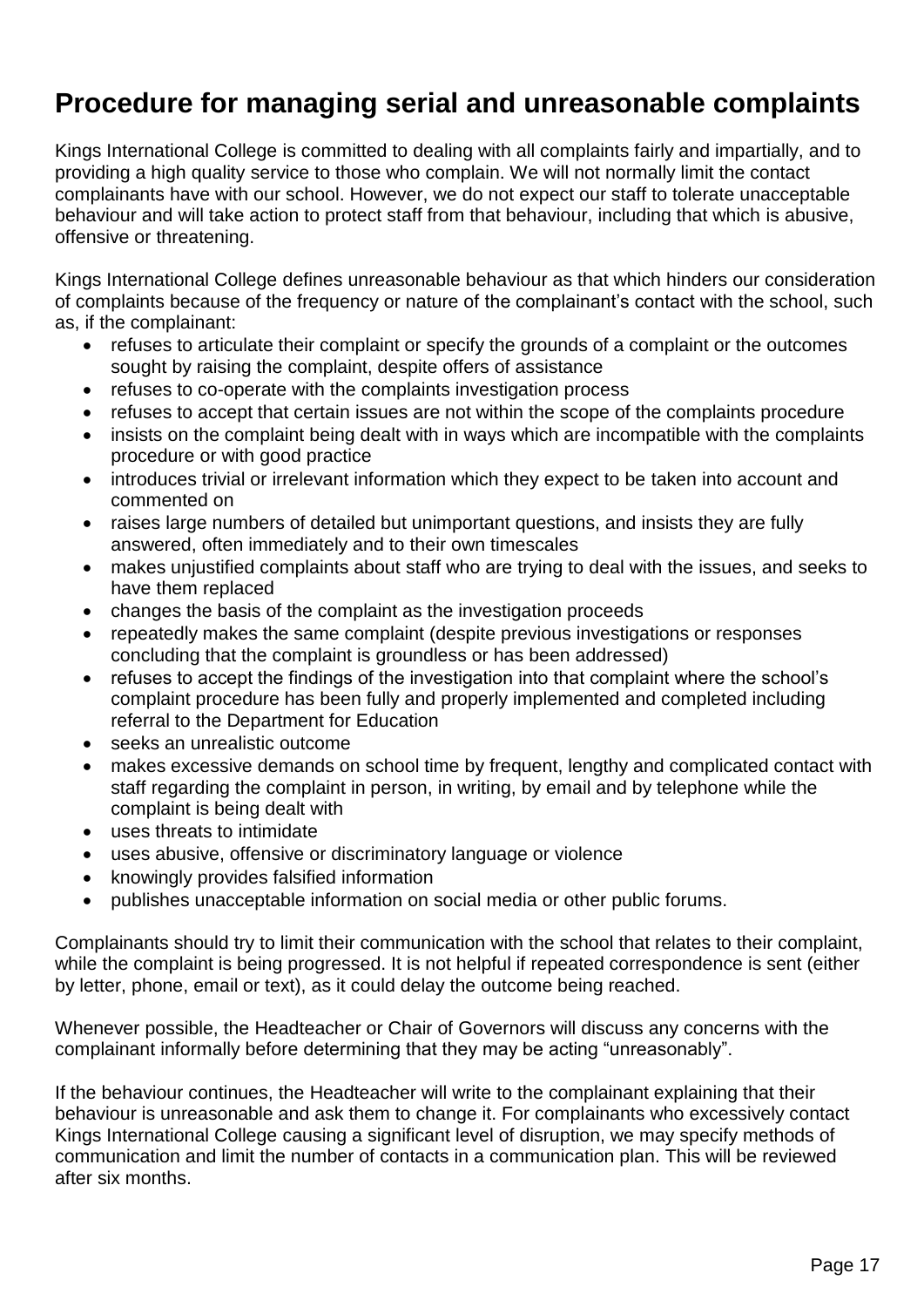# Procedure for managing serial and unreasonable complaints

Kings International College is committed to dealing with all complaints fairly and impartially, and to providing a high quality service to those who complain. We will not normally limit the contact complainants have with our school. However, we do not expect our staff to tolerate unacceptable behaviour and will take action to protect staff from that behaviour, including that which is abusive, offensive or threatening.

Kings International College defines unreasonable behaviour as that which hinders our consideration of complaints because of the frequency or nature of the complainant's contact with the school, such as, if the complainant:

- refuses to articulate their complaint or specify the grounds of a complaint or the outcomes sought by raising the complaint, despite offers of assistance
- refuses to co-operate with the complaints investigation process
- refuses to accept that certain issues are not within the scope of the complaints procedure
- insists on the complaint being dealt with in ways which are incompatible with the complaints procedure or with good practice
- introduces trivial or irrelevant information which they expect to be taken into account and commented on
- raises large numbers of detailed but unimportant questions, and insists they are fully answered, often immediately and to their own timescales
- makes unjustified complaints about staff who are trying to deal with the issues, and seeks to have them replaced
- changes the basis of the complaint as the investigation proceeds
- repeatedly makes the same complaint (despite previous investigations or responses concluding that the complaint is groundless or has been addressed)
- refuses to accept the findings of the investigation into that complaint where the school's complaint procedure has been fully and properly implemented and completed including referral to the Department for Education
- seeks an unrealistic outcome
- makes excessive demands on school time by frequent, lengthy and complicated contact with staff regarding the complaint in person, in writing, by email and by telephone while the complaint is being dealt with
- uses threats to intimidate
- uses abusive, offensive or discriminatory language or violence
- knowingly provides falsified information
- publishes unacceptable information on social media or other public forums.

Complainants should try to limit their communication with the school that relates to their complaint, while the complaint is being progressed. It is not helpful if repeated correspondence is sent (either by letter, phone, email or text), as it could delay the outcome being reached.

Whenever possible, the Headteacher or Chair of Governors will discuss any concerns with the complainant informally before determining that they may be acting "unreasonably".

If the behaviour continues, the Headteacher will write to the complainant explaining that their behaviour is unreasonable and ask them to change it. For complainants who excessively contact Kings International College causing a significant level of disruption, we may specify methods of communication and limit the number of contacts in a communication plan. This will be reviewed after six months.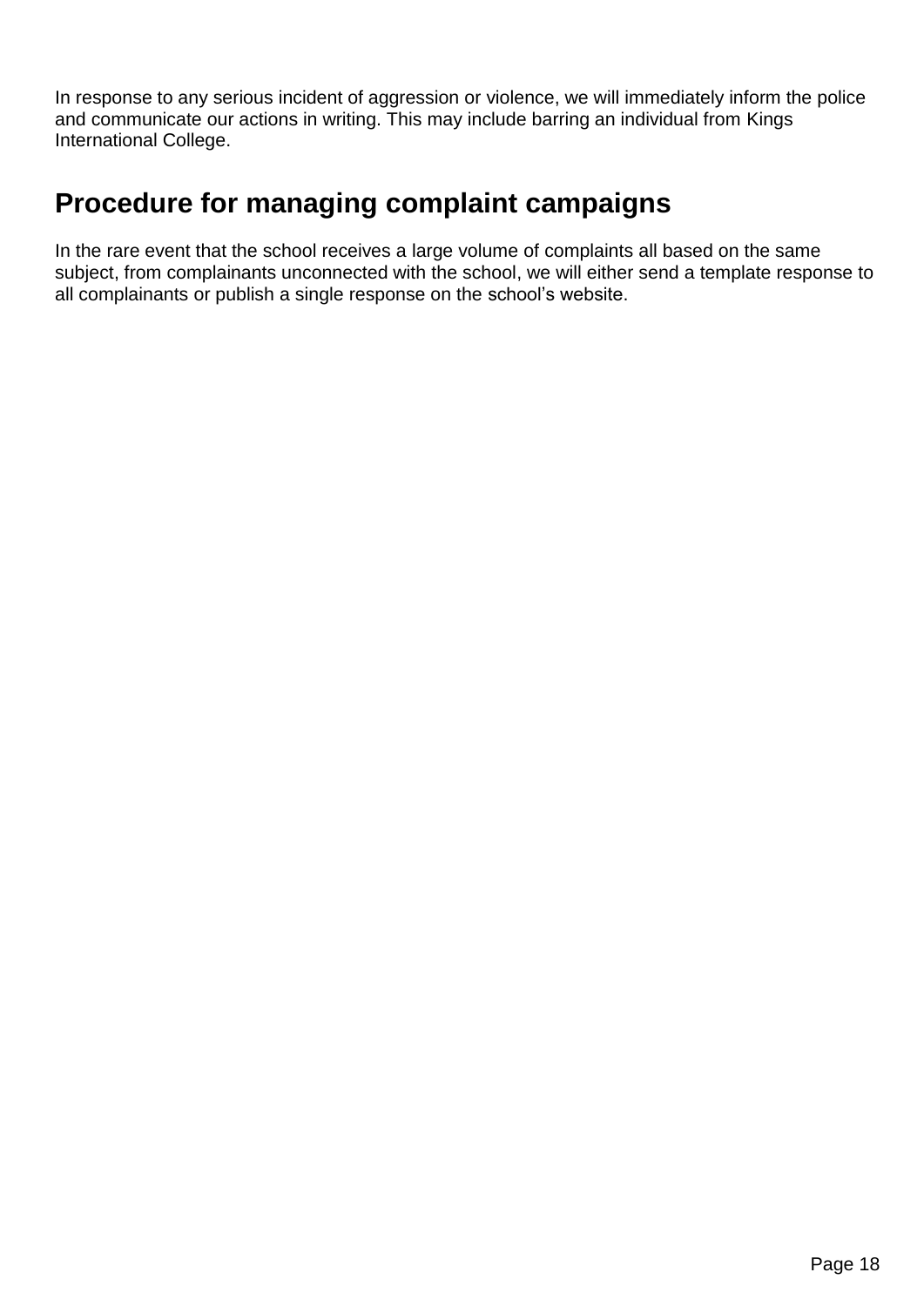In response to any serious incident of aggression or violence, we will immediately inform the police and communicate our actions in writing. This may include barring an individual from Kings International College.

## Procedure for managing complaint campaigns

In the rare event that the school receives a large volume of complaints all based on the same subject, from complainants unconnected with the school, we will either send a template response to all complainants or publish a single response on the school's website.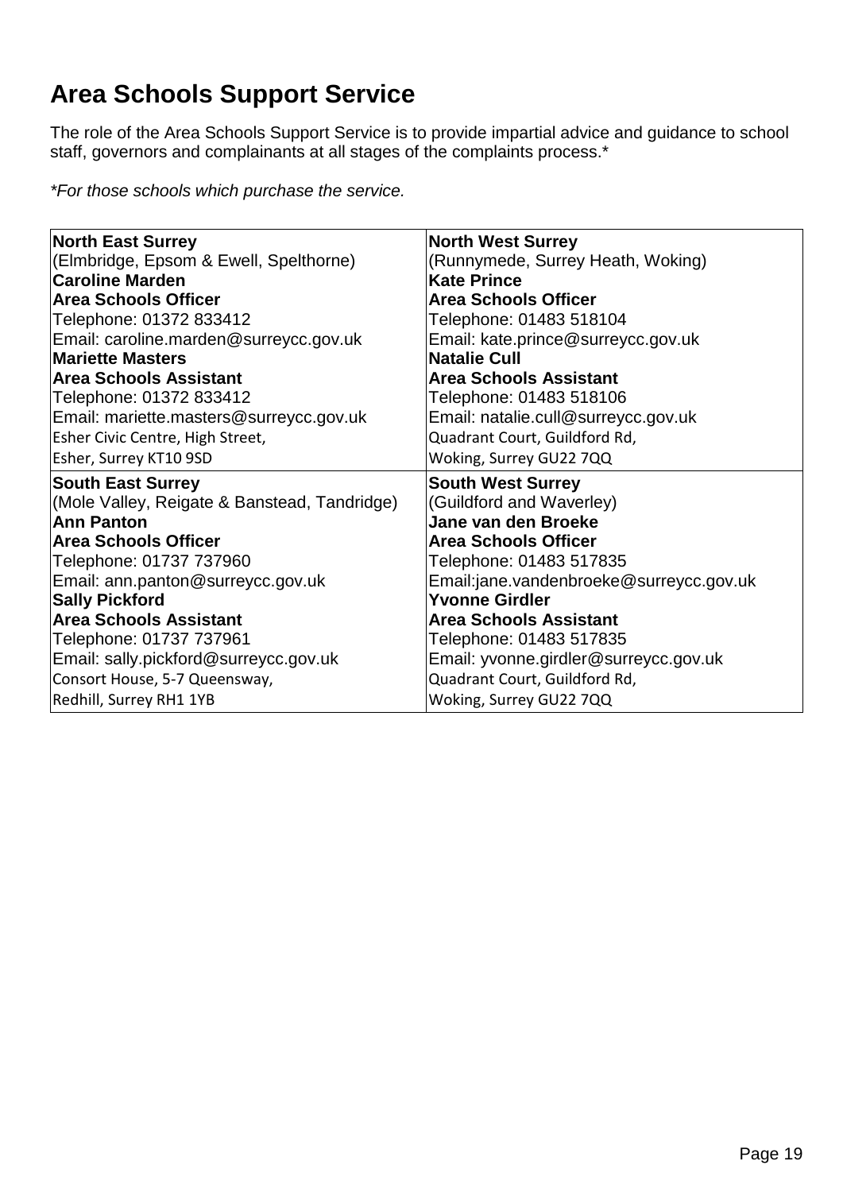# Area Schools Support Service

The role of the Area Schools Support Service is to provide impartial advice and guidance to school staff, governors and complainants at all stages of the complaints process.*

*\*For those schools which purchase the service.*

| North East Surrey | North West Surrey |
|---|---|
| (Elmbridge, Epsom & Ewell, Spelthorne)<br>**Caroline Marden**<br>**Area Schools Officer**<br>Telephone: 01372 833412<br>Email: caroline.marden@surreycc.gov.uk<br>**Mariette Masters**<br>**Area Schools Assistant**<br>Telephone: 01372 833412<br>Email: mariette.masters@surreycc.gov.uk<br>Esher Civic Centre, High Street,<br>Esher, Surrey KT10 9SD | (Runnymede, Surrey Heath, Woking)<br>**Kate Prince**<br>**Area Schools Officer**<br>Telephone: 01483 518104<br>Email: kate.prince@surreycc.gov.uk<br>**Natalie Cull**<br>**Area Schools Assistant**<br>Telephone: 01483 518106<br>Email: natalie.cull@surreycc.gov.uk<br>Quadrant Court, Guildford Rd,<br>Woking, Surrey GU22 7QQ |
| **South East Surrey**<br>(Mole Valley, Reigate & Banstead, Tandridge)<br>**Ann Panton**<br>**Area Schools Officer**<br>Telephone: 01737 737960<br>Email: ann.panton@surreycc.gov.uk<br>**Sally Pickford**<br>**Area Schools Assistant**<br>Telephone: 01737 737961<br>Email: sally.pickford@surreycc.gov.uk<br>Consort House, 5-7 Queensway,<br>Redhill, Surrey RH1 1YB | **South West Surrey**<br>(Guildford and Waverley)<br>**Jane van den Broeke**<br>**Area Schools Officer**<br>Telephone: 01483 517835<br>Email:jane.vandenbroeke@surreycc.gov.uk<br>**Yvonne Girdler**<br>**Area Schools Assistant**<br>Telephone: 01483 517835<br>Email: yvonne.girdler@surreycc.gov.uk<br>Quadrant Court, Guildford Rd,<br>Woking, Surrey GU22 7QQ |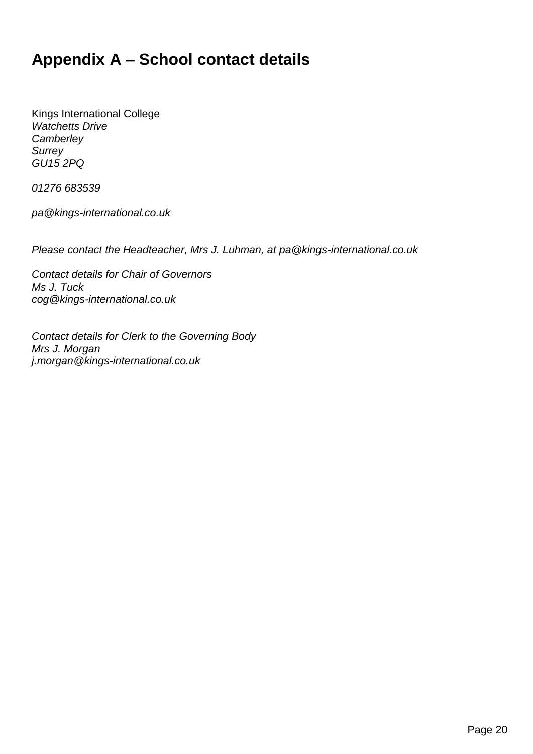# Appendix A – School contact details

Kings International College  
*Watchetts Drive*  
*Camberley*  
*Surrey*  
*GU15 2PQ*

*01276 683539*

*pa@kings-international.co.uk*

*Please contact the Headteacher, Mrs J. Luhman, at pa@kings-international.co.uk*

*Contact details for Chair of Governors*  
*Ms J. Tuck*  
*cog@kings-international.co.uk*

*Contact details for Clerk to the Governing Body*  
*Mrs J. Morgan*  
*j.morgan@kings-international.co.uk*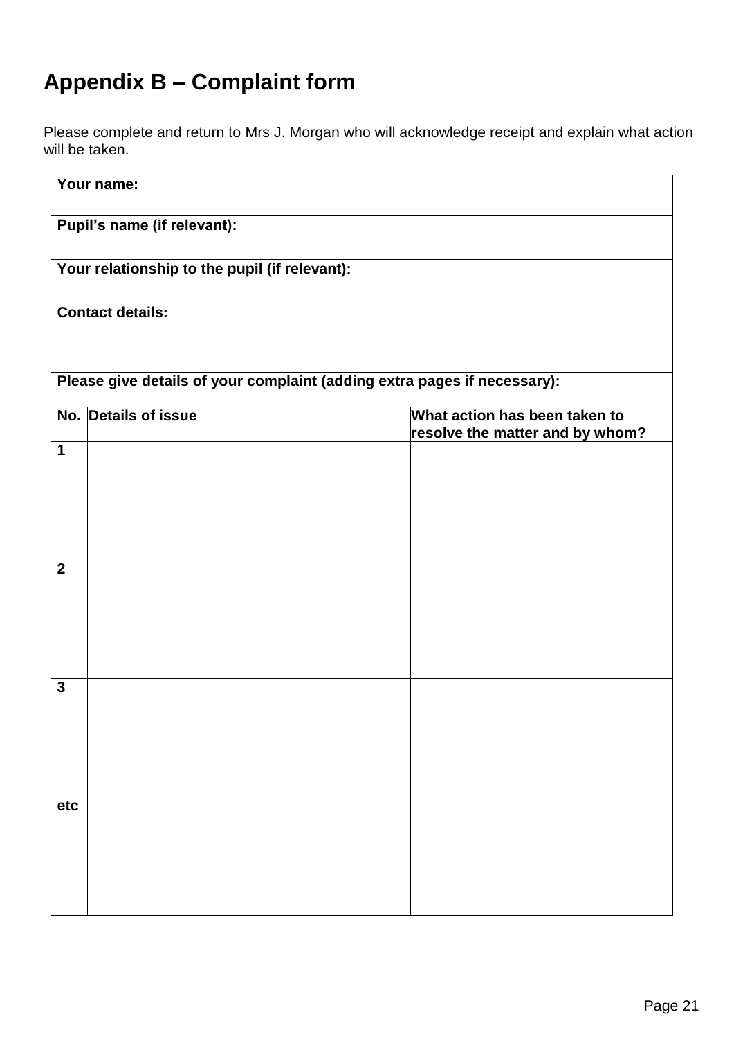# Appendix B – Complaint form

Please complete and return to Mrs J. Morgan who will acknowledge receipt and explain what action will be taken.

| **Your name:** | | |
|---|---|---|
| **Pupil's name (if relevant):** | | |
| **Your relationship to the pupil (if relevant):** | | |
| **Contact details:** | | |
| **Please give details of your complaint (adding extra pages if necessary):** | | |
| **No.** | **Details of issue** | **What action has been taken to resolve the matter and by whom?** |
| **1** | | |
| **2** | | |
| **3** | | |
| **etc** | | |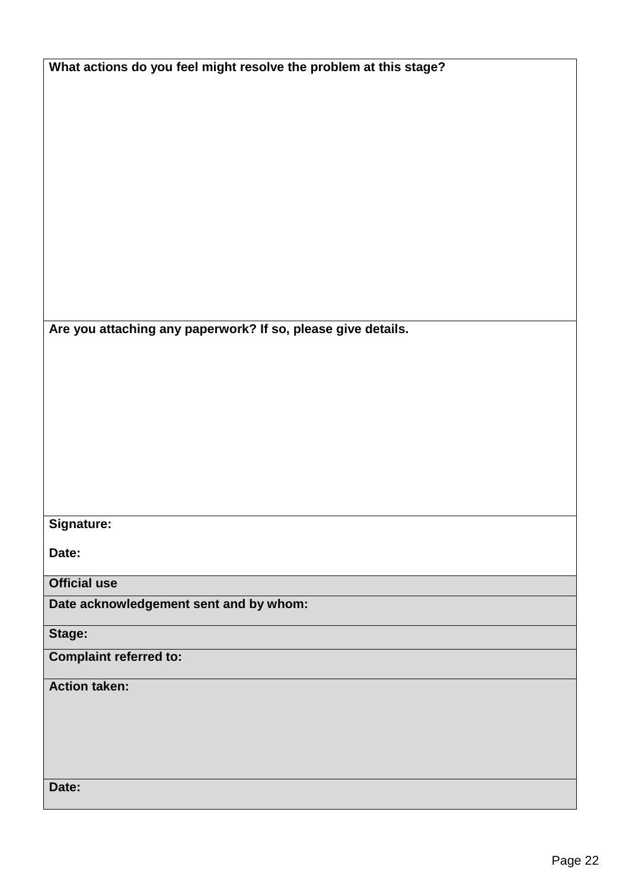| What actions do you feel might resolve the problem at this stage? |
| --- |
| |
| **Are you attaching any paperwork? If so, please give details.** |
| |
| **Signature:**<br><br>**Date:** |
| **Official use** |
| **Date acknowledgement sent and by whom:** |
| **Stage:** |
| **Complaint referred to:** |
| **Action taken:** |
| **Date:** |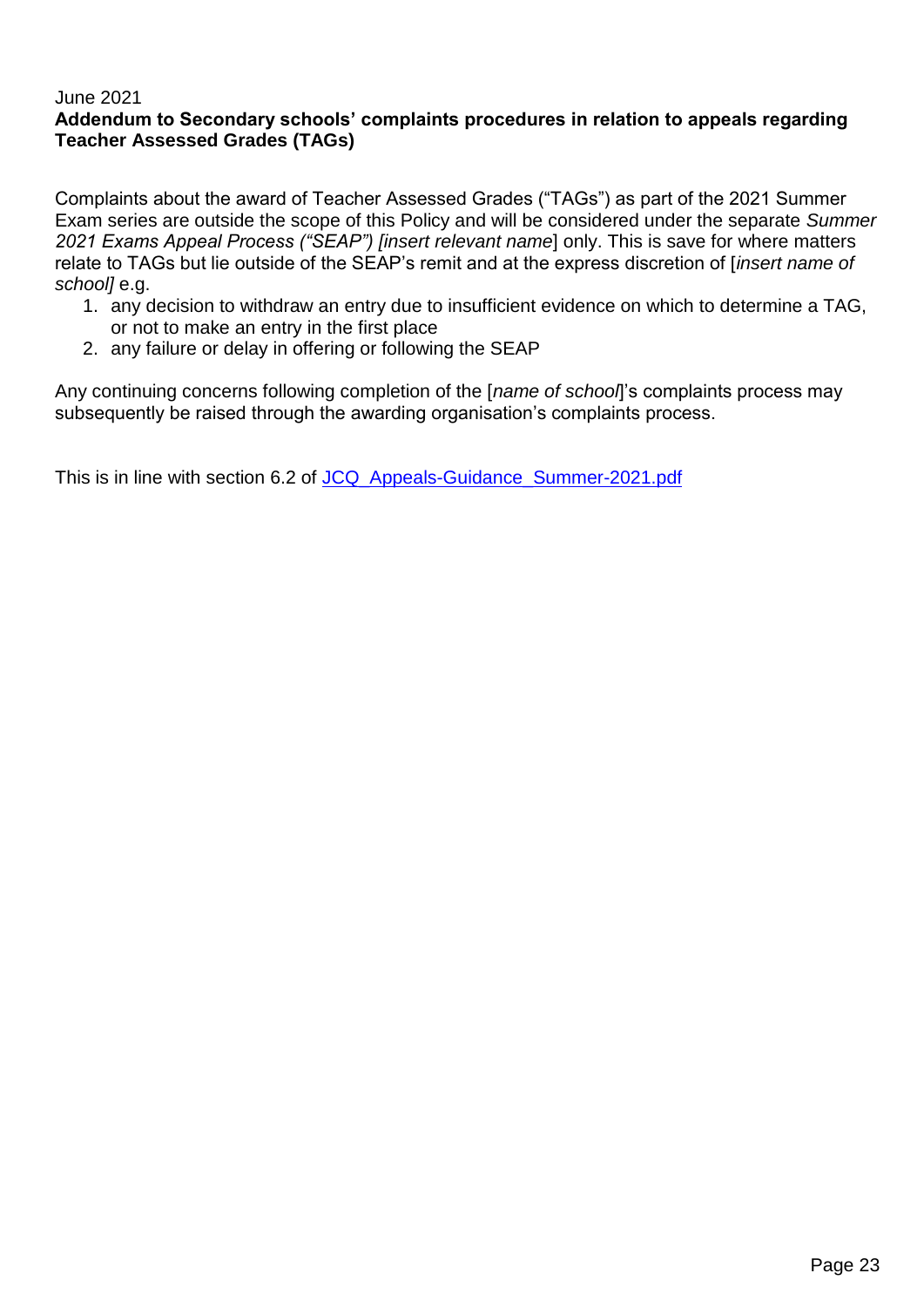June 2021

**Addendum to Secondary schools' complaints procedures in relation to appeals regarding Teacher Assessed Grades (TAGs)**

Complaints about the award of Teacher Assessed Grades ("TAGs") as part of the 2021 Summer Exam series are outside the scope of this Policy and will be considered under the separate *Summer 2021 Exams Appeal Process ("SEAP") [insert relevant name*] only. This is save for where matters relate to TAGs but lie outside of the SEAP's remit and at the express discretion of [*insert name of school]* e.g.

1. any decision to withdraw an entry due to insufficient evidence on which to determine a TAG, or not to make an entry in the first place
2. any failure or delay in offering or following the SEAP

Any continuing concerns following completion of the [*name of school*]'s complaints process may subsequently be raised through the awarding organisation's complaints process.

This is in line with section 6.2 of JCQ_Appeals-Guidance_Summer-2021.pdf